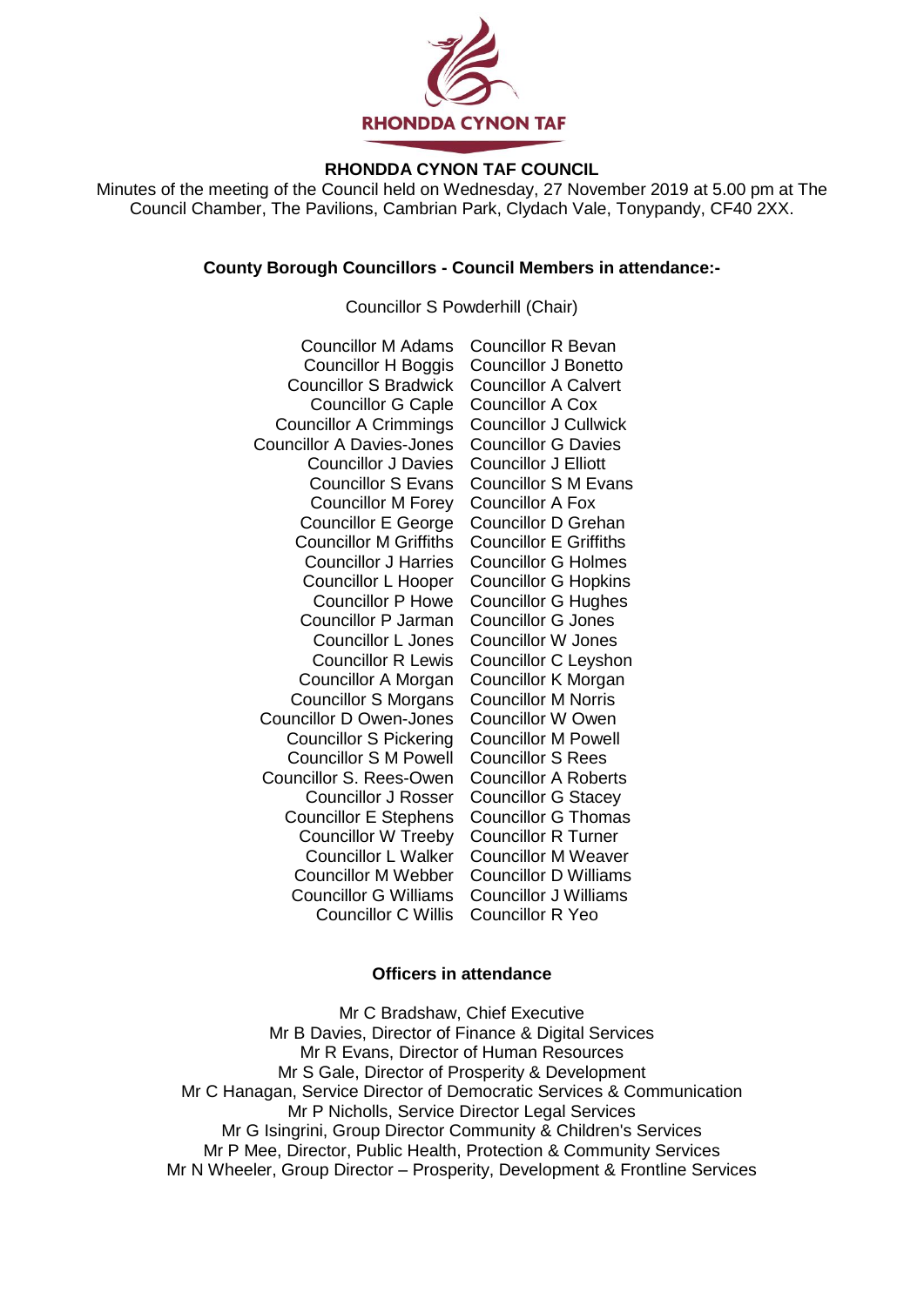RHONDDA CYNON TAF

**RHONDDA CYNON TAF COUNCIL**

Minutes of the meeting of the Council held on Wednesday, 27 November 2019 at 5.00 pm at The Council Chamber, The Pavilions, Cambrian Park, Clydach Vale, Tonypandy, CF40 2XX.

**County Borough Councillors - Council Members in attendance:-**

Councillor S Powderhill (Chair)

| | |
|---|---|
| Councillor M Adams | Councillor R Bevan |
| Councillor H Boggis | Councillor J Bonetto |
| Councillor S Bradwick | Councillor A Calvert |
| Councillor G Caple | Councillor A Cox |
| Councillor A Crimmings | Councillor J Cullwick |
| Councillor A Davies-Jones | Councillor G Davies |
| Councillor J Davies | Councillor J Elliott |
| Councillor S Evans | Councillor S M Evans |
| Councillor M Forey | Councillor A Fox |
| Councillor E George | Councillor D Grehan |
| Councillor M Griffiths | Councillor E Griffiths |
| Councillor J Harries | Councillor G Holmes |
| Councillor L Hooper | Councillor G Hopkins |
| Councillor P Howe | Councillor G Hughes |
| Councillor P Jarman | Councillor G Jones |
| Councillor L Jones | Councillor W Jones |
| Councillor R Lewis | Councillor C Leyshon |
| Councillor A Morgan | Councillor K Morgan |
| Councillor S Morgans | Councillor M Norris |
| Councillor D Owen-Jones | Councillor W Owen |
| Councillor S Pickering | Councillor M Powell |
| Councillor S M Powell | Councillor S Rees |
| Councillor S. Rees-Owen | Councillor A Roberts |
| Councillor J Rosser | Councillor G Stacey |
| Councillor E Stephens | Councillor G Thomas |
| Councillor W Treeby | Councillor R Turner |
| Councillor L Walker | Councillor M Weaver |
| Councillor M Webber | Councillor D Williams |
| Councillor G Williams | Councillor J Williams |
| Councillor C Willis | Councillor R Yeo |

**Officers in attendance**

Mr C Bradshaw, Chief Executive
Mr B Davies, Director of Finance & Digital Services
Mr R Evans, Director of Human Resources
Mr S Gale, Director of Prosperity & Development
Mr C Hanagan, Service Director of Democratic Services & Communication
Mr P Nicholls, Service Director Legal Services
Mr G Isingrini, Group Director Community & Children's Services
Mr P Mee, Director, Public Health, Protection & Community Services
Mr N Wheeler, Group Director – Prosperity, Development & Frontline Services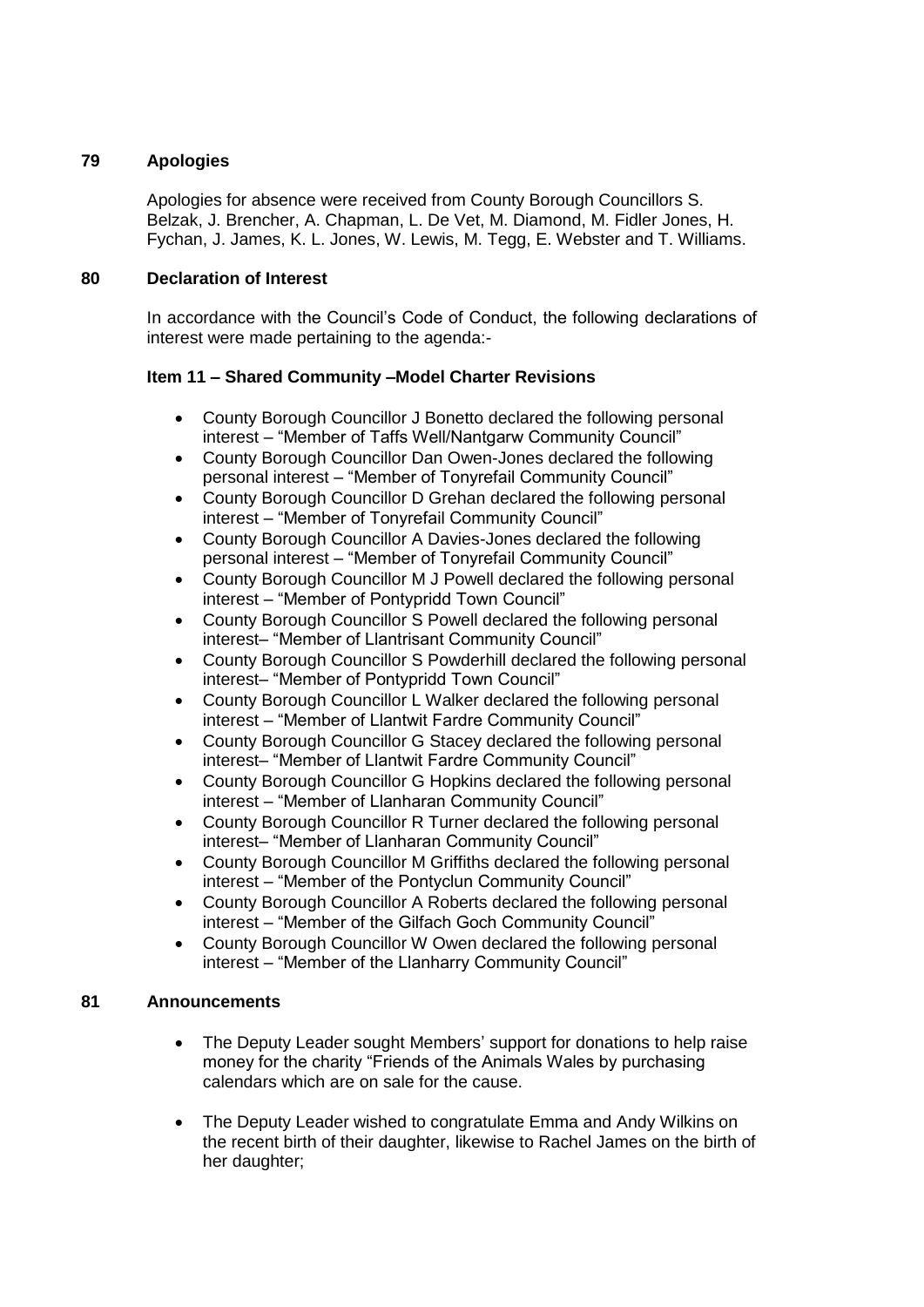## 79 Apologies

Apologies for absence were received from County Borough Councillors S. Belzak, J. Brencher, A. Chapman, L. De Vet, M. Diamond, M. Fidler Jones, H. Fychan, J. James, K. L. Jones, W. Lewis, M. Tegg, E. Webster and T. Williams.

## 80 Declaration of Interest

In accordance with the Council's Code of Conduct, the following declarations of interest were made pertaining to the agenda:-

**Item 11 – Shared Community –Model Charter Revisions**

- County Borough Councillor J Bonetto declared the following personal interest – "Member of Taffs Well/Nantgarw Community Council"
- County Borough Councillor Dan Owen-Jones declared the following personal interest – "Member of Tonyrefail Community Council"
- County Borough Councillor D Grehan declared the following personal interest – "Member of Tonyrefail Community Council"
- County Borough Councillor A Davies-Jones declared the following personal interest – "Member of Tonyrefail Community Council"
- County Borough Councillor M J Powell declared the following personal interest – "Member of Pontypridd Town Council"
- County Borough Councillor S Powell declared the following personal interest– "Member of Llantrisant Community Council"
- County Borough Councillor S Powderhill declared the following personal interest– "Member of Pontypridd Town Council"
- County Borough Councillor L Walker declared the following personal interest – "Member of Llantwit Fardre Community Council"
- County Borough Councillor G Stacey declared the following personal interest– "Member of Llantwit Fardre Community Council"
- County Borough Councillor G Hopkins declared the following personal interest – "Member of Llanharan Community Council"
- County Borough Councillor R Turner declared the following personal interest– "Member of Llanharan Community Council"
- County Borough Councillor M Griffiths declared the following personal interest – "Member of the Pontyclun Community Council"
- County Borough Councillor A Roberts declared the following personal interest – "Member of the Gilfach Goch Community Council"
- County Borough Councillor W Owen declared the following personal interest – "Member of the Llanharry Community Council"

## 81 Announcements

- The Deputy Leader sought Members' support for donations to help raise money for the charity "Friends of the Animals Wales by purchasing calendars which are on sale for the cause.

- The Deputy Leader wished to congratulate Emma and Andy Wilkins on the recent birth of their daughter, likewise to Rachel James on the birth of her daughter;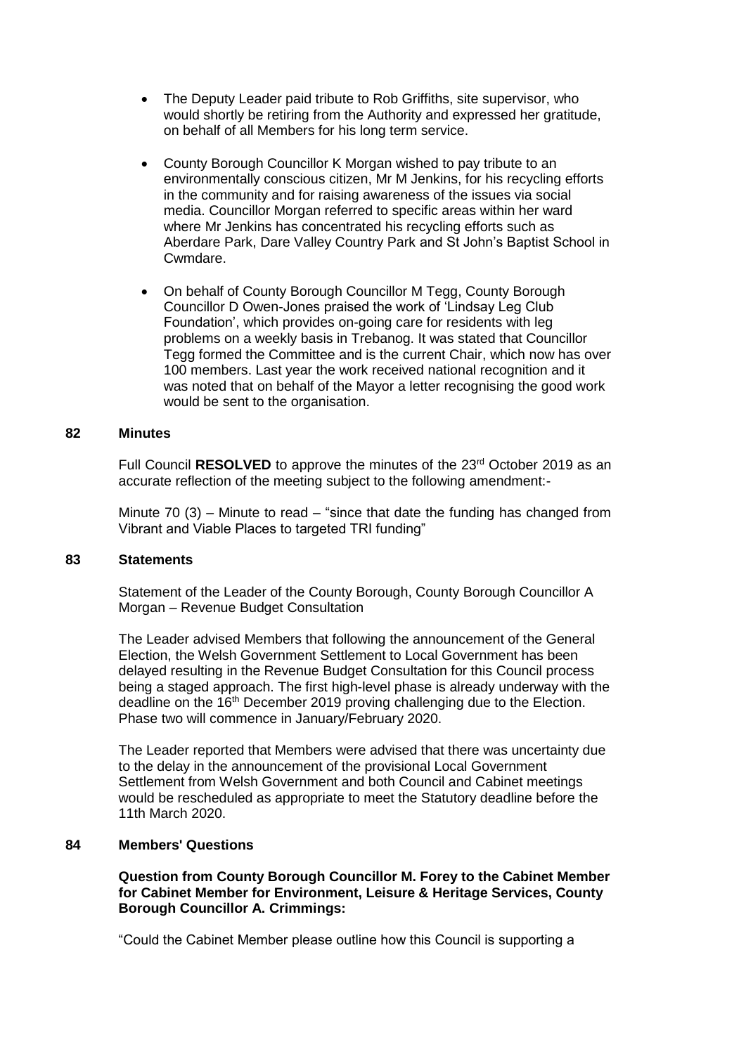- The Deputy Leader paid tribute to Rob Griffiths, site supervisor, who would shortly be retiring from the Authority and expressed her gratitude, on behalf of all Members for his long term service.

- County Borough Councillor K Morgan wished to pay tribute to an environmentally conscious citizen, Mr M Jenkins, for his recycling efforts in the community and for raising awareness of the issues via social media. Councillor Morgan referred to specific areas within her ward where Mr Jenkins has concentrated his recycling efforts such as Aberdare Park, Dare Valley Country Park and St John's Baptist School in Cwmdare.

- On behalf of County Borough Councillor M Tegg, County Borough Councillor D Owen-Jones praised the work of 'Lindsay Leg Club Foundation', which provides on-going care for residents with leg problems on a weekly basis in Trebanog. It was stated that Councillor Tegg formed the Committee and is the current Chair, which now has over 100 members. Last year the work received national recognition and it was noted that on behalf of the Mayor a letter recognising the good work would be sent to the organisation.

## 82 Minutes

Full Council **RESOLVED** to approve the minutes of the 23rd October 2019 as an accurate reflection of the meeting subject to the following amendment:-

Minute 70 (3) – Minute to read – "since that date the funding has changed from Vibrant and Viable Places to targeted TRI funding"

## 83 Statements

Statement of the Leader of the County Borough, County Borough Councillor A Morgan – Revenue Budget Consultation

The Leader advised Members that following the announcement of the General Election, the Welsh Government Settlement to Local Government has been delayed resulting in the Revenue Budget Consultation for this Council process being a staged approach. The first high-level phase is already underway with the deadline on the 16th December 2019 proving challenging due to the Election. Phase two will commence in January/February 2020.

The Leader reported that Members were advised that there was uncertainty due to the delay in the announcement of the provisional Local Government Settlement from Welsh Government and both Council and Cabinet meetings would be rescheduled as appropriate to meet the Statutory deadline before the 11th March 2020.

## 84 Members' Questions

**Question from County Borough Councillor M. Forey to the Cabinet Member for Cabinet Member for Environment, Leisure & Heritage Services, County Borough Councillor A. Crimmings:**

"Could the Cabinet Member please outline how this Council is supporting a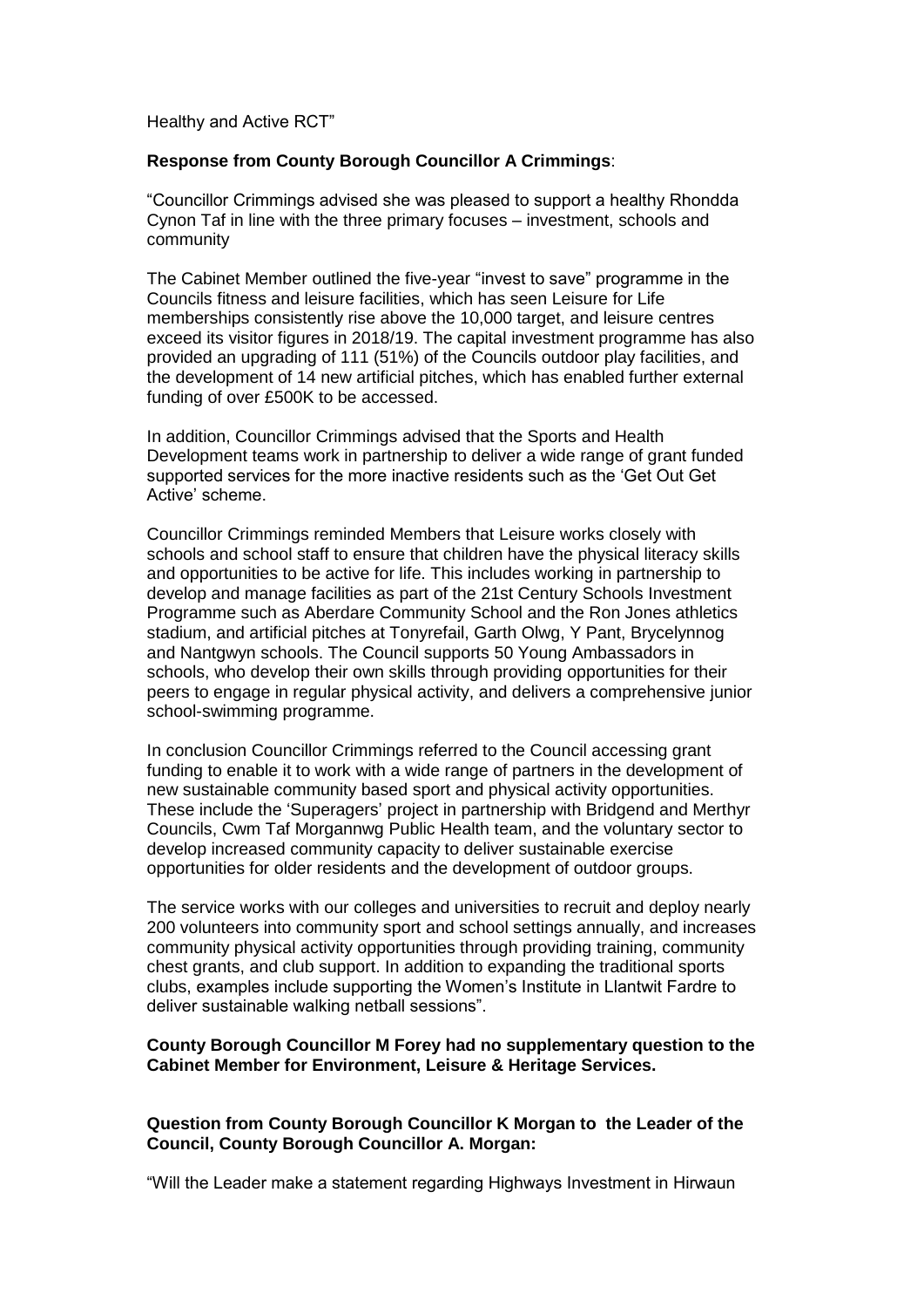Healthy and Active RCT"

**Response from County Borough Councillor A Crimmings**:

"Councillor Crimmings advised she was pleased to support a healthy Rhondda Cynon Taf in line with the three primary focuses – investment, schools and community

The Cabinet Member outlined the five-year "invest to save" programme in the Councils fitness and leisure facilities, which has seen Leisure for Life memberships consistently rise above the 10,000 target, and leisure centres exceed its visitor figures in 2018/19. The capital investment programme has also provided an upgrading of 111 (51%) of the Councils outdoor play facilities, and the development of 14 new artificial pitches, which has enabled further external funding of over £500K to be accessed.

In addition, Councillor Crimmings advised that the Sports and Health Development teams work in partnership to deliver a wide range of grant funded supported services for the more inactive residents such as the 'Get Out Get Active' scheme.

Councillor Crimmings reminded Members that Leisure works closely with schools and school staff to ensure that children have the physical literacy skills and opportunities to be active for life. This includes working in partnership to develop and manage facilities as part of the 21st Century Schools Investment Programme such as Aberdare Community School and the Ron Jones athletics stadium, and artificial pitches at Tonyrefail, Garth Olwg, Y Pant, Brycelynnog and Nantgwyn schools. The Council supports 50 Young Ambassadors in schools, who develop their own skills through providing opportunities for their peers to engage in regular physical activity, and delivers a comprehensive junior school-swimming programme.

In conclusion Councillor Crimmings referred to the Council accessing grant funding to enable it to work with a wide range of partners in the development of new sustainable community based sport and physical activity opportunities. These include the 'Superagers' project in partnership with Bridgend and Merthyr Councils, Cwm Taf Morgannwg Public Health team, and the voluntary sector to develop increased community capacity to deliver sustainable exercise opportunities for older residents and the development of outdoor groups.

The service works with our colleges and universities to recruit and deploy nearly 200 volunteers into community sport and school settings annually, and increases community physical activity opportunities through providing training, community chest grants, and club support. In addition to expanding the traditional sports clubs, examples include supporting the Women's Institute in Llantwit Fardre to deliver sustainable walking netball sessions".

**County Borough Councillor M Forey had no supplementary question to the Cabinet Member for Environment, Leisure & Heritage Services.**

**Question from County Borough Councillor K Morgan to the Leader of the Council, County Borough Councillor A. Morgan:**

"Will the Leader make a statement regarding Highways Investment in Hirwaun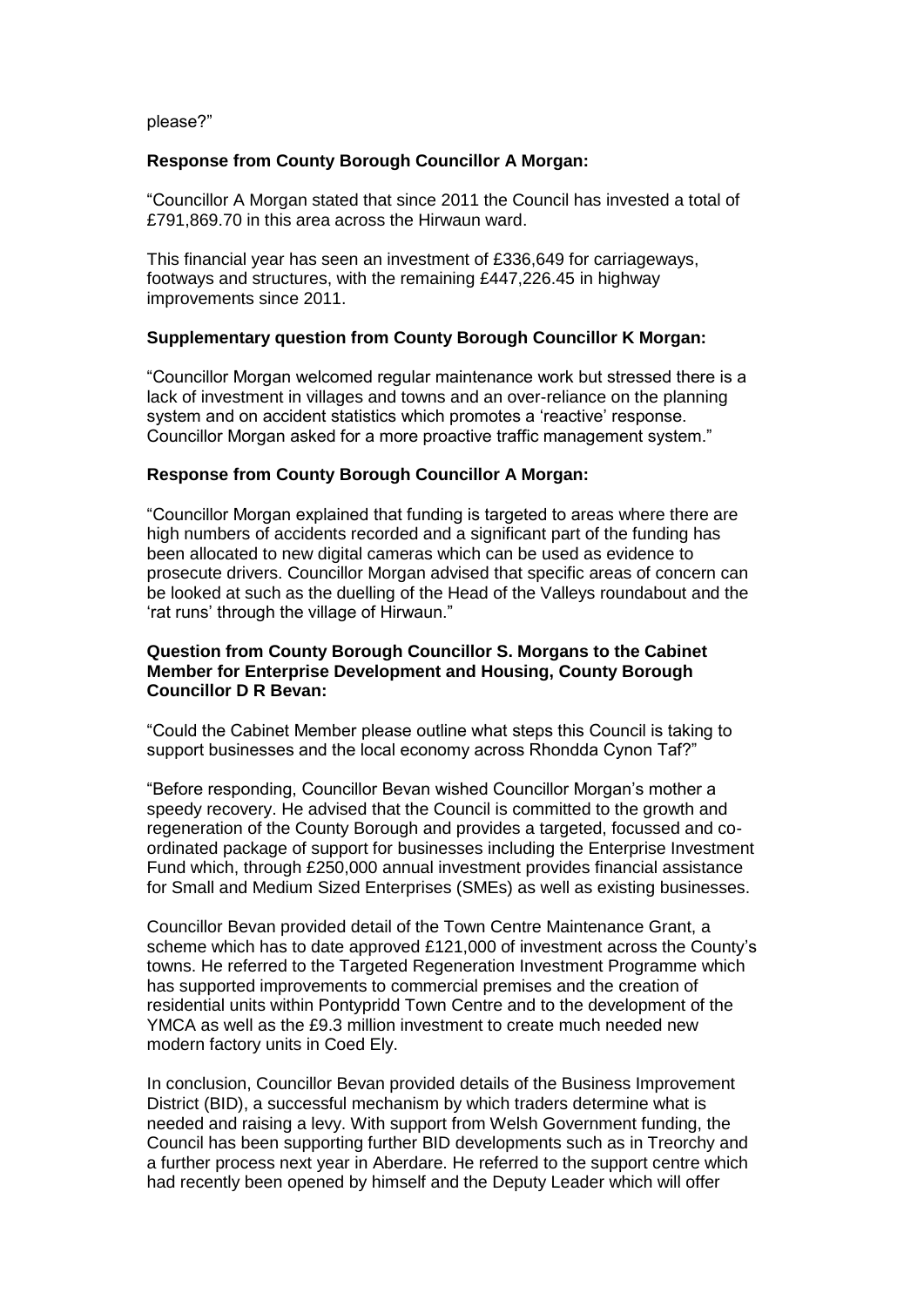please?"

**Response from County Borough Councillor A Morgan:**

"Councillor A Morgan stated that since 2011 the Council has invested a total of £791,869.70 in this area across the Hirwaun ward.

This financial year has seen an investment of £336,649 for carriageways, footways and structures, with the remaining £447,226.45 in highway improvements since 2011.

**Supplementary question from County Borough Councillor K Morgan:**

"Councillor Morgan welcomed regular maintenance work but stressed there is a lack of investment in villages and towns and an over-reliance on the planning system and on accident statistics which promotes a 'reactive' response. Councillor Morgan asked for a more proactive traffic management system."

**Response from County Borough Councillor A Morgan:**

"Councillor Morgan explained that funding is targeted to areas where there are high numbers of accidents recorded and a significant part of the funding has been allocated to new digital cameras which can be used as evidence to prosecute drivers. Councillor Morgan advised that specific areas of concern can be looked at such as the duelling of the Head of the Valleys roundabout and the 'rat runs' through the village of Hirwaun."

**Question from County Borough Councillor S. Morgans to the Cabinet Member for Enterprise Development and Housing, County Borough Councillor D R Bevan:**

"Could the Cabinet Member please outline what steps this Council is taking to support businesses and the local economy across Rhondda Cynon Taf?"

"Before responding, Councillor Bevan wished Councillor Morgan's mother a speedy recovery. He advised that the Council is committed to the growth and regeneration of the County Borough and provides a targeted, focussed and co-ordinated package of support for businesses including the Enterprise Investment Fund which, through £250,000 annual investment provides financial assistance for Small and Medium Sized Enterprises (SMEs) as well as existing businesses.

Councillor Bevan provided detail of the Town Centre Maintenance Grant, a scheme which has to date approved £121,000 of investment across the County's towns. He referred to the Targeted Regeneration Investment Programme which has supported improvements to commercial premises and the creation of residential units within Pontypridd Town Centre and to the development of the YMCA as well as the £9.3 million investment to create much needed new modern factory units in Coed Ely.

In conclusion, Councillor Bevan provided details of the Business Improvement District (BID), a successful mechanism by which traders determine what is needed and raising a levy. With support from Welsh Government funding, the Council has been supporting further BID developments such as in Treorchy and a further process next year in Aberdare. He referred to the support centre which had recently been opened by himself and the Deputy Leader which will offer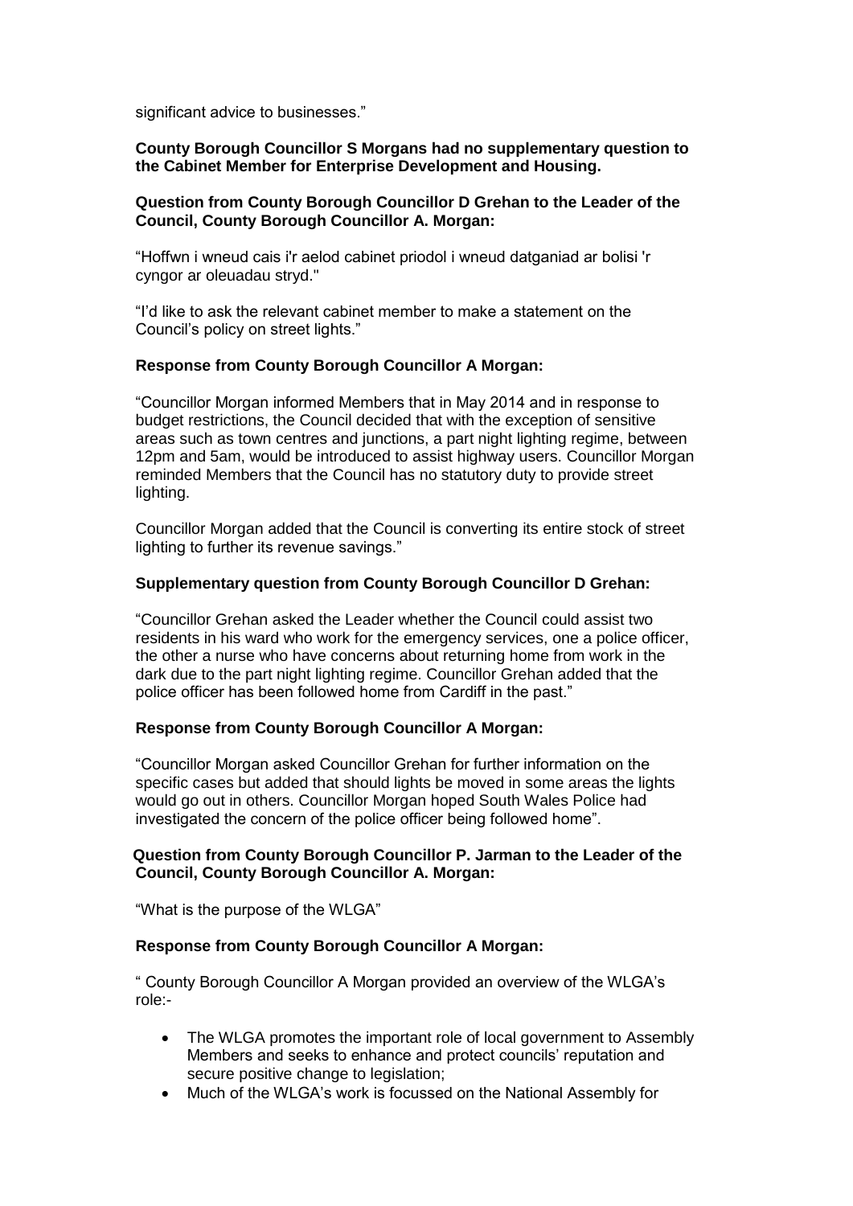significant advice to businesses."

**County Borough Councillor S Morgans had no supplementary question to the Cabinet Member for Enterprise Development and Housing.**

**Question from County Borough Councillor D Grehan to the Leader of the Council, County Borough Councillor A. Morgan:**

"Hoffwn i wneud cais i'r aelod cabinet priodol i wneud datganiad ar bolisi 'r cyngor ar oleuadau stryd."

"I'd like to ask the relevant cabinet member to make a statement on the Council's policy on street lights."

**Response from County Borough Councillor A Morgan:**

"Councillor Morgan informed Members that in May 2014 and in response to budget restrictions, the Council decided that with the exception of sensitive areas such as town centres and junctions, a part night lighting regime, between 12pm and 5am, would be introduced to assist highway users. Councillor Morgan reminded Members that the Council has no statutory duty to provide street lighting.

Councillor Morgan added that the Council is converting its entire stock of street lighting to further its revenue savings."

**Supplementary question from County Borough Councillor D Grehan:**

"Councillor Grehan asked the Leader whether the Council could assist two residents in his ward who work for the emergency services, one a police officer, the other a nurse who have concerns about returning home from work in the dark due to the part night lighting regime. Councillor Grehan added that the police officer has been followed home from Cardiff in the past."

**Response from County Borough Councillor A Morgan:**

"Councillor Morgan asked Councillor Grehan for further information on the specific cases but added that should lights be moved in some areas the lights would go out in others. Councillor Morgan hoped South Wales Police had investigated the concern of the police officer being followed home".

**Question from County Borough Councillor P. Jarman to the Leader of the Council, County Borough Councillor A. Morgan:**

"What is the purpose of the WLGA"

**Response from County Borough Councillor A Morgan:**

" County Borough Councillor A Morgan provided an overview of the WLGA's role:-

- The WLGA promotes the important role of local government to Assembly Members and seeks to enhance and protect councils' reputation and secure positive change to legislation;
- Much of the WLGA's work is focussed on the National Assembly for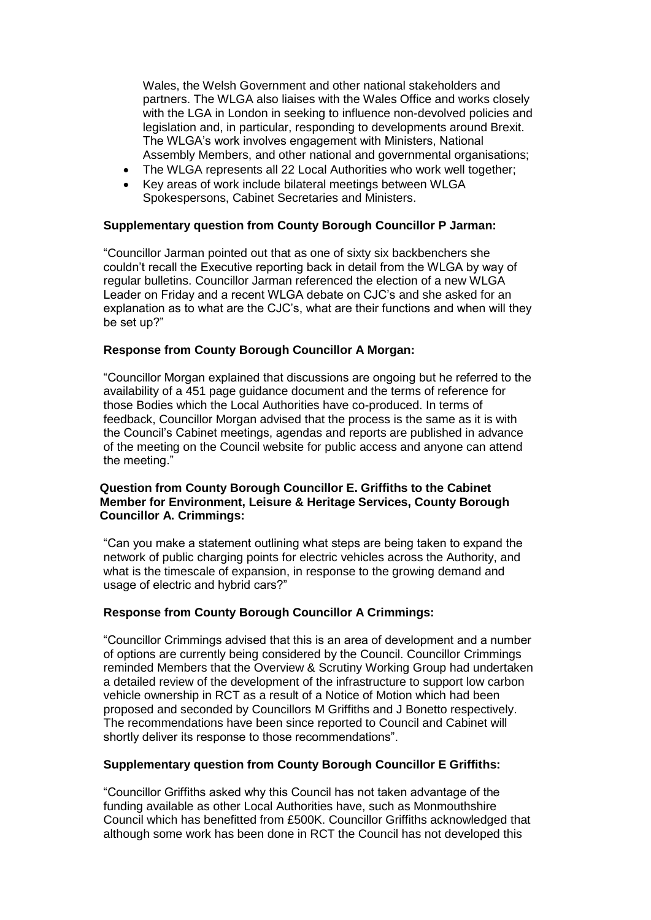Wales, the Welsh Government and other national stakeholders and partners. The WLGA also liaises with the Wales Office and works closely with the LGA in London in seeking to influence non-devolved policies and legislation and, in particular, responding to developments around Brexit. The WLGA's work involves engagement with Ministers, National Assembly Members, and other national and governmental organisations;

- The WLGA represents all 22 Local Authorities who work well together;
- Key areas of work include bilateral meetings between WLGA Spokespersons, Cabinet Secretaries and Ministers.

**Supplementary question from County Borough Councillor P Jarman:**

"Councillor Jarman pointed out that as one of sixty six backbenchers she couldn't recall the Executive reporting back in detail from the WLGA by way of regular bulletins. Councillor Jarman referenced the election of a new WLGA Leader on Friday and a recent WLGA debate on CJC's and she asked for an explanation as to what are the CJC's, what are their functions and when will they be set up?"

**Response from County Borough Councillor A Morgan:**

"Councillor Morgan explained that discussions are ongoing but he referred to the availability of a 451 page guidance document and the terms of reference for those Bodies which the Local Authorities have co-produced. In terms of feedback, Councillor Morgan advised that the process is the same as it is with the Council's Cabinet meetings, agendas and reports are published in advance of the meeting on the Council website for public access and anyone can attend the meeting."

**Question from County Borough Councillor E. Griffiths to the Cabinet Member for Environment, Leisure & Heritage Services, County Borough Councillor A. Crimmings:**

"Can you make a statement outlining what steps are being taken to expand the network of public charging points for electric vehicles across the Authority, and what is the timescale of expansion, in response to the growing demand and usage of electric and hybrid cars?"

**Response from County Borough Councillor A Crimmings:**

"Councillor Crimmings advised that this is an area of development and a number of options are currently being considered by the Council. Councillor Crimmings reminded Members that the Overview & Scrutiny Working Group had undertaken a detailed review of the development of the infrastructure to support low carbon vehicle ownership in RCT as a result of a Notice of Motion which had been proposed and seconded by Councillors M Griffiths and J Bonetto respectively. The recommendations have been since reported to Council and Cabinet will shortly deliver its response to those recommendations".

**Supplementary question from County Borough Councillor E Griffiths:**

"Councillor Griffiths asked why this Council has not taken advantage of the funding available as other Local Authorities have, such as Monmouthshire Council which has benefitted from £500K. Councillor Griffiths acknowledged that although some work has been done in RCT the Council has not developed this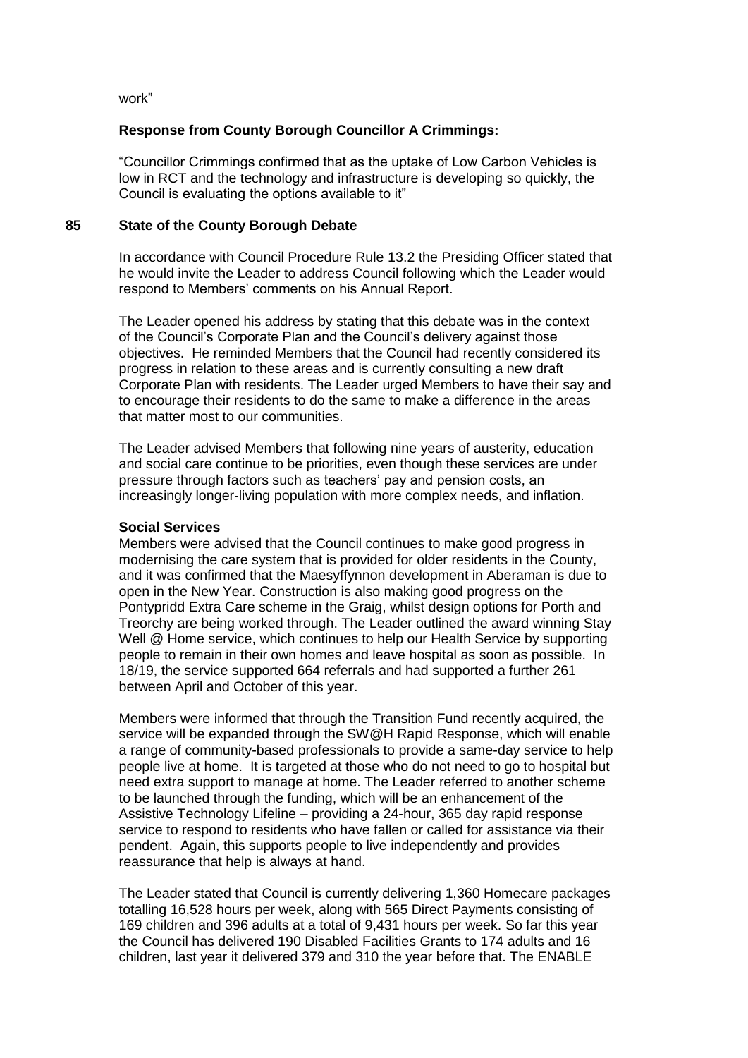work"

**Response from County Borough Councillor A Crimmings:**

"Councillor Crimmings confirmed that as the uptake of Low Carbon Vehicles is low in RCT and the technology and infrastructure is developing so quickly, the Council is evaluating the options available to it"

## 85 State of the County Borough Debate

In accordance with Council Procedure Rule 13.2 the Presiding Officer stated that he would invite the Leader to address Council following which the Leader would respond to Members' comments on his Annual Report.

The Leader opened his address by stating that this debate was in the context of the Council's Corporate Plan and the Council's delivery against those objectives. He reminded Members that the Council had recently considered its progress in relation to these areas and is currently consulting a new draft Corporate Plan with residents. The Leader urged Members to have their say and to encourage their residents to do the same to make a difference in the areas that matter most to our communities.

The Leader advised Members that following nine years of austerity, education and social care continue to be priorities, even though these services are under pressure through factors such as teachers' pay and pension costs, an increasingly longer-living population with more complex needs, and inflation.

**Social Services**

Members were advised that the Council continues to make good progress in modernising the care system that is provided for older residents in the County, and it was confirmed that the Maesyffynnon development in Aberaman is due to open in the New Year. Construction is also making good progress on the Pontypridd Extra Care scheme in the Graig, whilst design options for Porth and Treorchy are being worked through. The Leader outlined the award winning Stay Well @ Home service, which continues to help our Health Service by supporting people to remain in their own homes and leave hospital as soon as possible. In 18/19, the service supported 664 referrals and had supported a further 261 between April and October of this year.

Members were informed that through the Transition Fund recently acquired, the service will be expanded through the SW@H Rapid Response, which will enable a range of community-based professionals to provide a same-day service to help people live at home. It is targeted at those who do not need to go to hospital but need extra support to manage at home. The Leader referred to another scheme to be launched through the funding, which will be an enhancement of the Assistive Technology Lifeline – providing a 24-hour, 365 day rapid response service to respond to residents who have fallen or called for assistance via their pendent. Again, this supports people to live independently and provides reassurance that help is always at hand.

The Leader stated that Council is currently delivering 1,360 Homecare packages totalling 16,528 hours per week, along with 565 Direct Payments consisting of 169 children and 396 adults at a total of 9,431 hours per week. So far this year the Council has delivered 190 Disabled Facilities Grants to 174 adults and 16 children, last year it delivered 379 and 310 the year before that. The ENABLE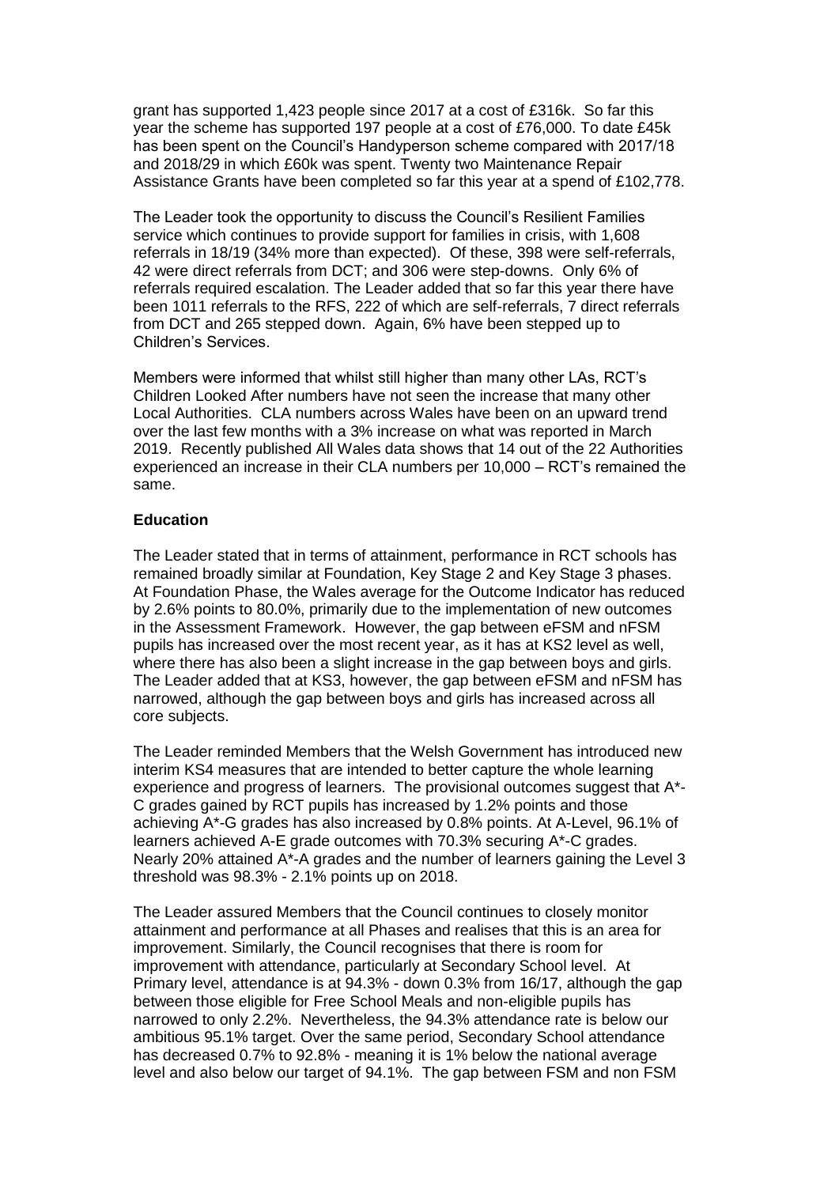grant has supported 1,423 people since 2017 at a cost of £316k. So far this year the scheme has supported 197 people at a cost of £76,000. To date £45k has been spent on the Council's Handyperson scheme compared with 2017/18 and 2018/29 in which £60k was spent. Twenty two Maintenance Repair Assistance Grants have been completed so far this year at a spend of £102,778.

The Leader took the opportunity to discuss the Council's Resilient Families service which continues to provide support for families in crisis, with 1,608 referrals in 18/19 (34% more than expected). Of these, 398 were self-referrals, 42 were direct referrals from DCT; and 306 were step-downs. Only 6% of referrals required escalation. The Leader added that so far this year there have been 1011 referrals to the RFS, 222 of which are self-referrals, 7 direct referrals from DCT and 265 stepped down. Again, 6% have been stepped up to Children's Services.

Members were informed that whilst still higher than many other LAs, RCT's Children Looked After numbers have not seen the increase that many other Local Authorities. CLA numbers across Wales have been on an upward trend over the last few months with a 3% increase on what was reported in March 2019. Recently published All Wales data shows that 14 out of the 22 Authorities experienced an increase in their CLA numbers per 10,000 – RCT's remained the same.

**Education**

The Leader stated that in terms of attainment, performance in RCT schools has remained broadly similar at Foundation, Key Stage 2 and Key Stage 3 phases. At Foundation Phase, the Wales average for the Outcome Indicator has reduced by 2.6% points to 80.0%, primarily due to the implementation of new outcomes in the Assessment Framework. However, the gap between eFSM and nFSM pupils has increased over the most recent year, as it has at KS2 level as well, where there has also been a slight increase in the gap between boys and girls. The Leader added that at KS3, however, the gap between eFSM and nFSM has narrowed, although the gap between boys and girls has increased across all core subjects.

The Leader reminded Members that the Welsh Government has introduced new interim KS4 measures that are intended to better capture the whole learning experience and progress of learners. The provisional outcomes suggest that A*-C grades gained by RCT pupils has increased by 1.2% points and those achieving A*-G grades has also increased by 0.8% points. At A-Level, 96.1% of learners achieved A-E grade outcomes with 70.3% securing A*-C grades. Nearly 20% attained A*-A grades and the number of learners gaining the Level 3 threshold was 98.3% - 2.1% points up on 2018.

The Leader assured Members that the Council continues to closely monitor attainment and performance at all Phases and realises that this is an area for improvement. Similarly, the Council recognises that there is room for improvement with attendance, particularly at Secondary School level. At Primary level, attendance is at 94.3% - down 0.3% from 16/17, although the gap between those eligible for Free School Meals and non-eligible pupils has narrowed to only 2.2%. Nevertheless, the 94.3% attendance rate is below our ambitious 95.1% target. Over the same period, Secondary School attendance has decreased 0.7% to 92.8% - meaning it is 1% below the national average level and also below our target of 94.1%. The gap between FSM and non FSM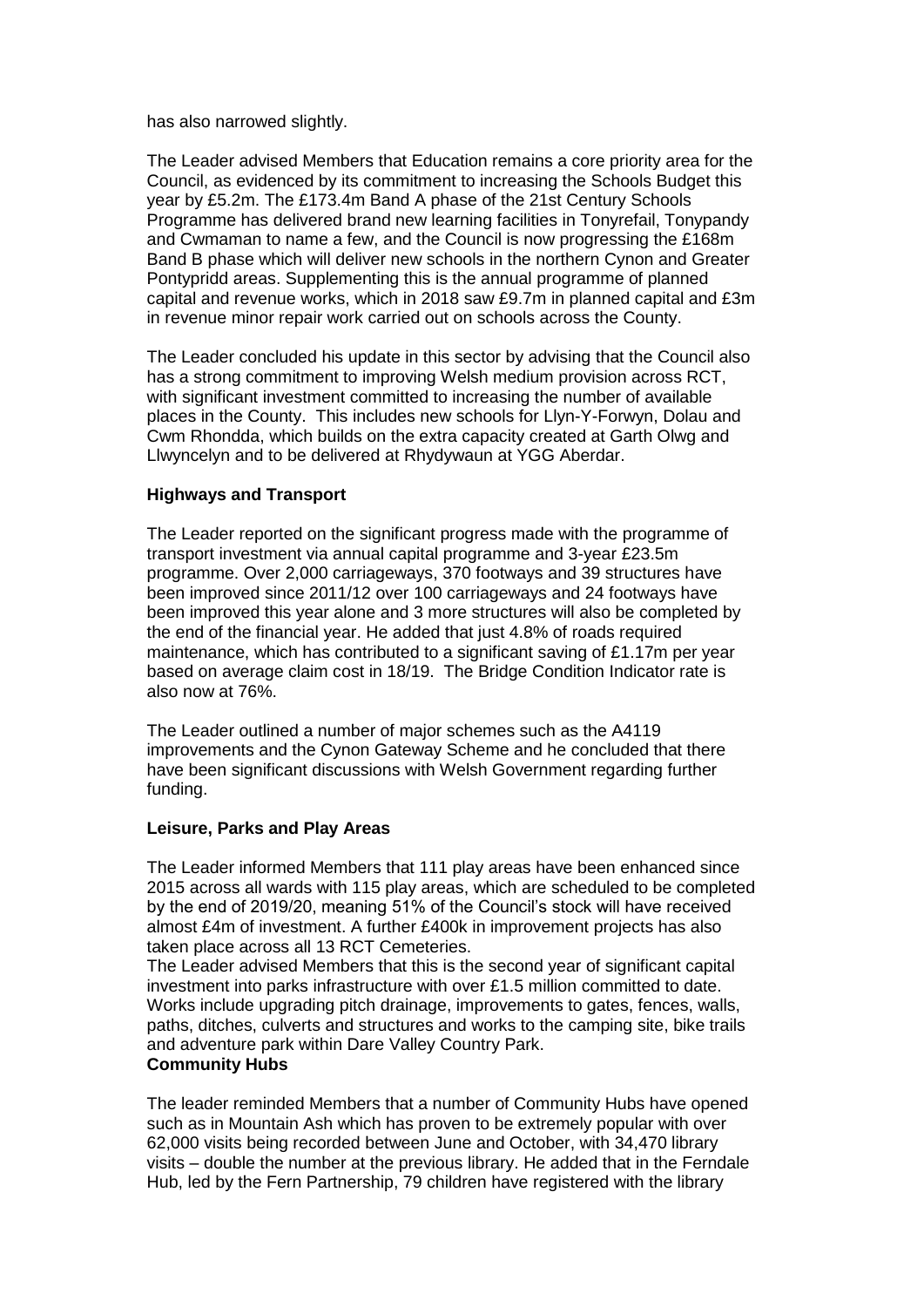has also narrowed slightly.

The Leader advised Members that Education remains a core priority area for the Council, as evidenced by its commitment to increasing the Schools Budget this year by £5.2m. The £173.4m Band A phase of the 21st Century Schools Programme has delivered brand new learning facilities in Tonyrefail, Tonypandy and Cwmaman to name a few, and the Council is now progressing the £168m Band B phase which will deliver new schools in the northern Cynon and Greater Pontypridd areas. Supplementing this is the annual programme of planned capital and revenue works, which in 2018 saw £9.7m in planned capital and £3m in revenue minor repair work carried out on schools across the County.

The Leader concluded his update in this sector by advising that the Council also has a strong commitment to improving Welsh medium provision across RCT, with significant investment committed to increasing the number of available places in the County. This includes new schools for Llyn-Y-Forwyn, Dolau and Cwm Rhondda, which builds on the extra capacity created at Garth Olwg and Llwyncelyn and to be delivered at Rhydywaun at YGG Aberdar.

**Highways and Transport**

The Leader reported on the significant progress made with the programme of transport investment via annual capital programme and 3-year £23.5m programme. Over 2,000 carriageways, 370 footways and 39 structures have been improved since 2011/12 over 100 carriageways and 24 footways have been improved this year alone and 3 more structures will also be completed by the end of the financial year. He added that just 4.8% of roads required maintenance, which has contributed to a significant saving of £1.17m per year based on average claim cost in 18/19. The Bridge Condition Indicator rate is also now at 76%.

The Leader outlined a number of major schemes such as the A4119 improvements and the Cynon Gateway Scheme and he concluded that there have been significant discussions with Welsh Government regarding further funding.

**Leisure, Parks and Play Areas**

The Leader informed Members that 111 play areas have been enhanced since 2015 across all wards with 115 play areas, which are scheduled to be completed by the end of 2019/20, meaning 51% of the Council's stock will have received almost £4m of investment. A further £400k in improvement projects has also taken place across all 13 RCT Cemeteries.

The Leader advised Members that this is the second year of significant capital investment into parks infrastructure with over £1.5 million committed to date. Works include upgrading pitch drainage, improvements to gates, fences, walls, paths, ditches, culverts and structures and works to the camping site, bike trails and adventure park within Dare Valley Country Park.

**Community Hubs**

The leader reminded Members that a number of Community Hubs have opened such as in Mountain Ash which has proven to be extremely popular with over 62,000 visits being recorded between June and October, with 34,470 library visits – double the number at the previous library. He added that in the Ferndale Hub, led by the Fern Partnership, 79 children have registered with the library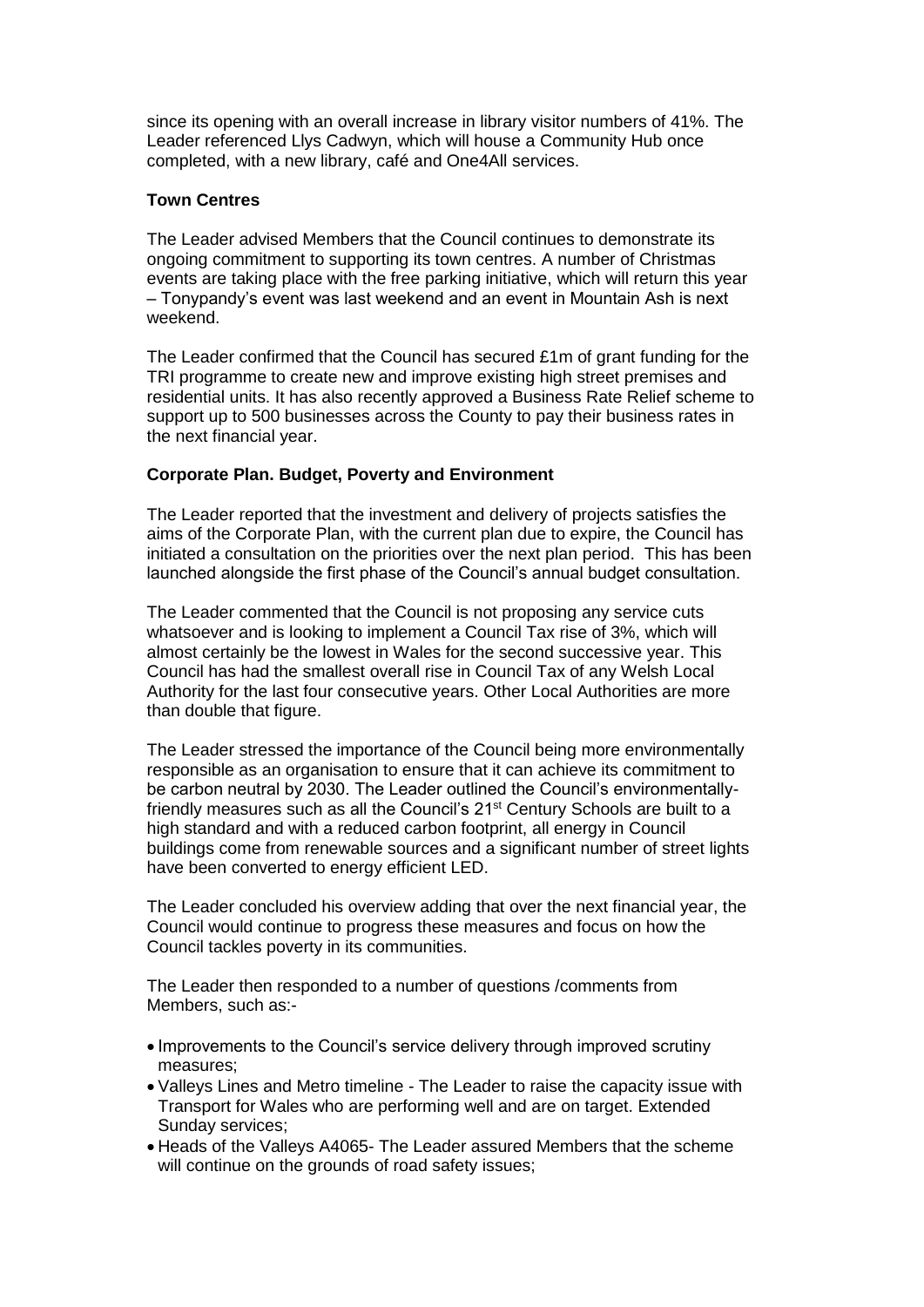since its opening with an overall increase in library visitor numbers of 41%. The Leader referenced Llys Cadwyn, which will house a Community Hub once completed, with a new library, café and One4All services.

**Town Centres**

The Leader advised Members that the Council continues to demonstrate its ongoing commitment to supporting its town centres. A number of Christmas events are taking place with the free parking initiative, which will return this year – Tonypandy's event was last weekend and an event in Mountain Ash is next weekend.

The Leader confirmed that the Council has secured £1m of grant funding for the TRI programme to create new and improve existing high street premises and residential units. It has also recently approved a Business Rate Relief scheme to support up to 500 businesses across the County to pay their business rates in the next financial year.

**Corporate Plan. Budget, Poverty and Environment**

The Leader reported that the investment and delivery of projects satisfies the aims of the Corporate Plan, with the current plan due to expire, the Council has initiated a consultation on the priorities over the next plan period. This has been launched alongside the first phase of the Council's annual budget consultation.

The Leader commented that the Council is not proposing any service cuts whatsoever and is looking to implement a Council Tax rise of 3%, which will almost certainly be the lowest in Wales for the second successive year. This Council has had the smallest overall rise in Council Tax of any Welsh Local Authority for the last four consecutive years. Other Local Authorities are more than double that figure.

The Leader stressed the importance of the Council being more environmentally responsible as an organisation to ensure that it can achieve its commitment to be carbon neutral by 2030. The Leader outlined the Council's environmentally-friendly measures such as all the Council's 21st Century Schools are built to a high standard and with a reduced carbon footprint, all energy in Council buildings come from renewable sources and a significant number of street lights have been converted to energy efficient LED.

The Leader concluded his overview adding that over the next financial year, the Council would continue to progress these measures and focus on how the Council tackles poverty in its communities.

The Leader then responded to a number of questions /comments from Members, such as:-

- Improvements to the Council's service delivery through improved scrutiny measures;
- Valleys Lines and Metro timeline - The Leader to raise the capacity issue with Transport for Wales who are performing well and are on target. Extended Sunday services;
- Heads of the Valleys A4065- The Leader assured Members that the scheme will continue on the grounds of road safety issues;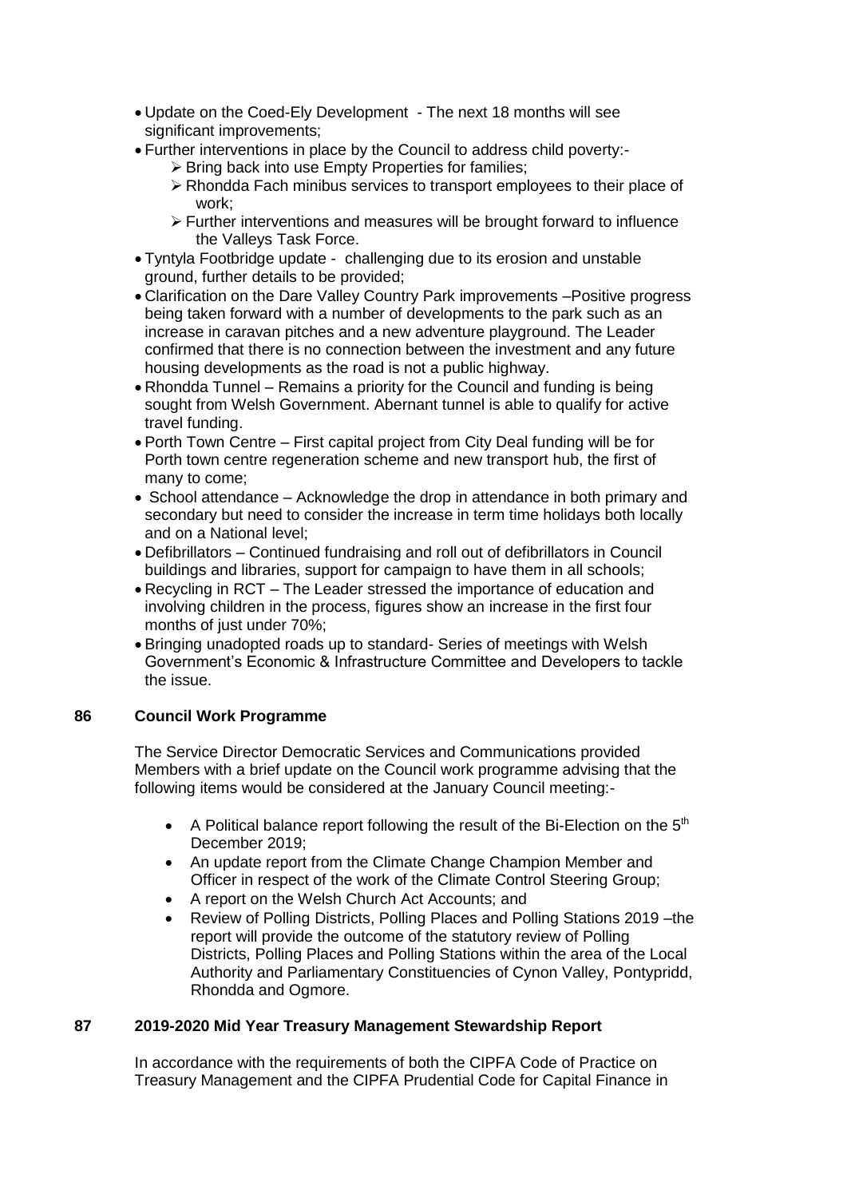- Update on the Coed-Ely Development - The next 18 months will see significant improvements;
- Further interventions in place by the Council to address child poverty:-
  - Bring back into use Empty Properties for families;
  - Rhondda Fach minibus services to transport employees to their place of work;
  - Further interventions and measures will be brought forward to influence the Valleys Task Force.
- Tyntyla Footbridge update - challenging due to its erosion and unstable ground, further details to be provided;
- Clarification on the Dare Valley Country Park improvements –Positive progress being taken forward with a number of developments to the park such as an increase in caravan pitches and a new adventure playground. The Leader confirmed that there is no connection between the investment and any future housing developments as the road is not a public highway.
- Rhondda Tunnel – Remains a priority for the Council and funding is being sought from Welsh Government. Abernant tunnel is able to qualify for active travel funding.
- Porth Town Centre – First capital project from City Deal funding will be for Porth town centre regeneration scheme and new transport hub, the first of many to come;
- School attendance – Acknowledge the drop in attendance in both primary and secondary but need to consider the increase in term time holidays both locally and on a National level;
- Defibrillators – Continued fundraising and roll out of defibrillators in Council buildings and libraries, support for campaign to have them in all schools;
- Recycling in RCT – The Leader stressed the importance of education and involving children in the process, figures show an increase in the first four months of just under 70%;
- Bringing unadopted roads up to standard- Series of meetings with Welsh Government's Economic & Infrastructure Committee and Developers to tackle the issue.

## 86 Council Work Programme

The Service Director Democratic Services and Communications provided Members with a brief update on the Council work programme advising that the following items would be considered at the January Council meeting:-

- A Political balance report following the result of the Bi-Election on the 5th December 2019;
- An update report from the Climate Change Champion Member and Officer in respect of the work of the Climate Control Steering Group;
- A report on the Welsh Church Act Accounts; and
- Review of Polling Districts, Polling Places and Polling Stations 2019 –the report will provide the outcome of the statutory review of Polling Districts, Polling Places and Polling Stations within the area of the Local Authority and Parliamentary Constituencies of Cynon Valley, Pontypridd, Rhondda and Ogmore.

## 87 2019-2020 Mid Year Treasury Management Stewardship Report

In accordance with the requirements of both the CIPFA Code of Practice on Treasury Management and the CIPFA Prudential Code for Capital Finance in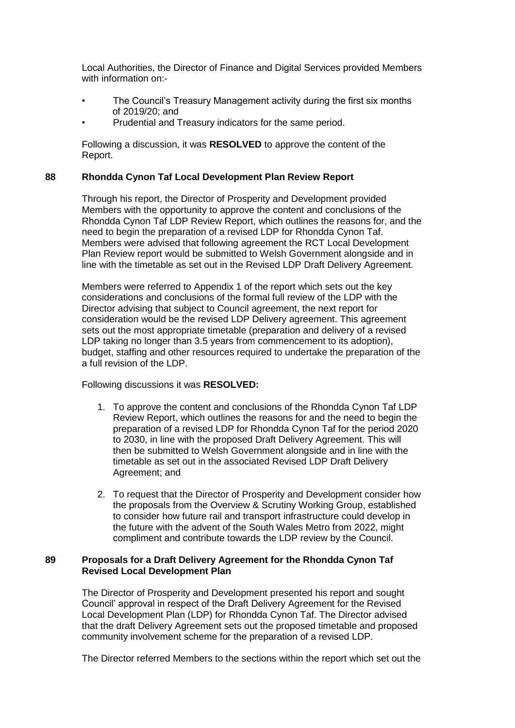Local Authorities, the Director of Finance and Digital Services provided Members with information on:-

- The Council's Treasury Management activity during the first six months of 2019/20; and
- Prudential and Treasury indicators for the same period.

Following a discussion, it was **RESOLVED** to approve the content of the Report.

**88 Rhondda Cynon Taf Local Development Plan Review Report**

Through his report, the Director of Prosperity and Development provided Members with the opportunity to approve the content and conclusions of the Rhondda Cynon Taf LDP Review Report, which outlines the reasons for, and the need to begin the preparation of a revised LDP for Rhondda Cynon Taf. Members were advised that following agreement the RCT Local Development Plan Review report would be submitted to Welsh Government alongside and in line with the timetable as set out in the Revised LDP Draft Delivery Agreement.

Members were referred to Appendix 1 of the report which sets out the key considerations and conclusions of the formal full review of the LDP with the Director advising that subject to Council agreement, the next report for consideration would be the revised LDP Delivery agreement. This agreement sets out the most appropriate timetable (preparation and delivery of a revised LDP taking no longer than 3.5 years from commencement to its adoption), budget, staffing and other resources required to undertake the preparation of the a full revision of the LDP.

Following discussions it was **RESOLVED:**

1. To approve the content and conclusions of the Rhondda Cynon Taf LDP Review Report, which outlines the reasons for and the need to begin the preparation of a revised LDP for Rhondda Cynon Taf for the period 2020 to 2030, in line with the proposed Draft Delivery Agreement. This will then be submitted to Welsh Government alongside and in line with the timetable as set out in the associated Revised LDP Draft Delivery Agreement; and

2. To request that the Director of Prosperity and Development consider how the proposals from the Overview & Scrutiny Working Group, established to consider how future rail and transport infrastructure could develop in the future with the advent of the South Wales Metro from 2022, might compliment and contribute towards the LDP review by the Council.

**89 Proposals for a Draft Delivery Agreement for the Rhondda Cynon Taf Revised Local Development Plan**

The Director of Prosperity and Development presented his report and sought Council' approval in respect of the Draft Delivery Agreement for the Revised Local Development Plan (LDP) for Rhondda Cynon Taf. The Director advised that the draft Delivery Agreement sets out the proposed timetable and proposed community involvement scheme for the preparation of a revised LDP.

The Director referred Members to the sections within the report which set out the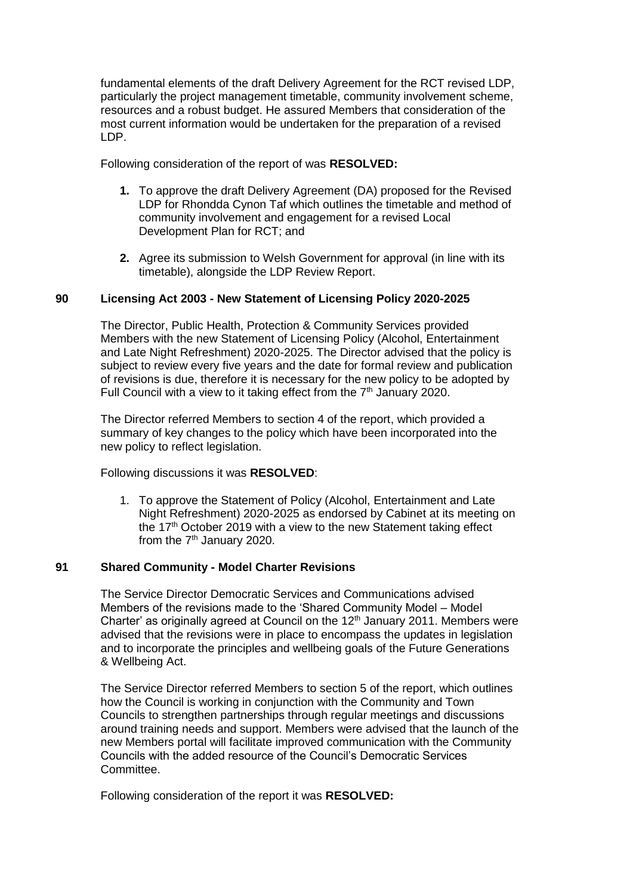fundamental elements of the draft Delivery Agreement for the RCT revised LDP, particularly the project management timetable, community involvement scheme, resources and a robust budget. He assured Members that consideration of the most current information would be undertaken for the preparation of a revised LDP.

Following consideration of the report of was **RESOLVED:**

1. To approve the draft Delivery Agreement (DA) proposed for the Revised LDP for Rhondda Cynon Taf which outlines the timetable and method of community involvement and engagement for a revised Local Development Plan for RCT; and

2. Agree its submission to Welsh Government for approval (in line with its timetable), alongside the LDP Review Report.

## 90 Licensing Act 2003 - New Statement of Licensing Policy 2020-2025

The Director, Public Health, Protection & Community Services provided Members with the new Statement of Licensing Policy (Alcohol, Entertainment and Late Night Refreshment) 2020-2025. The Director advised that the policy is subject to review every five years and the date for formal review and publication of revisions is due, therefore it is necessary for the new policy to be adopted by Full Council with a view to it taking effect from the 7th January 2020.

The Director referred Members to section 4 of the report, which provided a summary of key changes to the policy which have been incorporated into the new policy to reflect legislation.

Following discussions it was **RESOLVED**:

1. To approve the Statement of Policy (Alcohol, Entertainment and Late Night Refreshment) 2020-2025 as endorsed by Cabinet at its meeting on the 17th October 2019 with a view to the new Statement taking effect from the 7th January 2020.

## 91 Shared Community - Model Charter Revisions

The Service Director Democratic Services and Communications advised Members of the revisions made to the 'Shared Community Model – Model Charter' as originally agreed at Council on the 12th January 2011. Members were advised that the revisions were in place to encompass the updates in legislation and to incorporate the principles and wellbeing goals of the Future Generations & Wellbeing Act.

The Service Director referred Members to section 5 of the report, which outlines how the Council is working in conjunction with the Community and Town Councils to strengthen partnerships through regular meetings and discussions around training needs and support. Members were advised that the launch of the new Members portal will facilitate improved communication with the Community Councils with the added resource of the Council's Democratic Services Committee.

Following consideration of the report it was **RESOLVED:**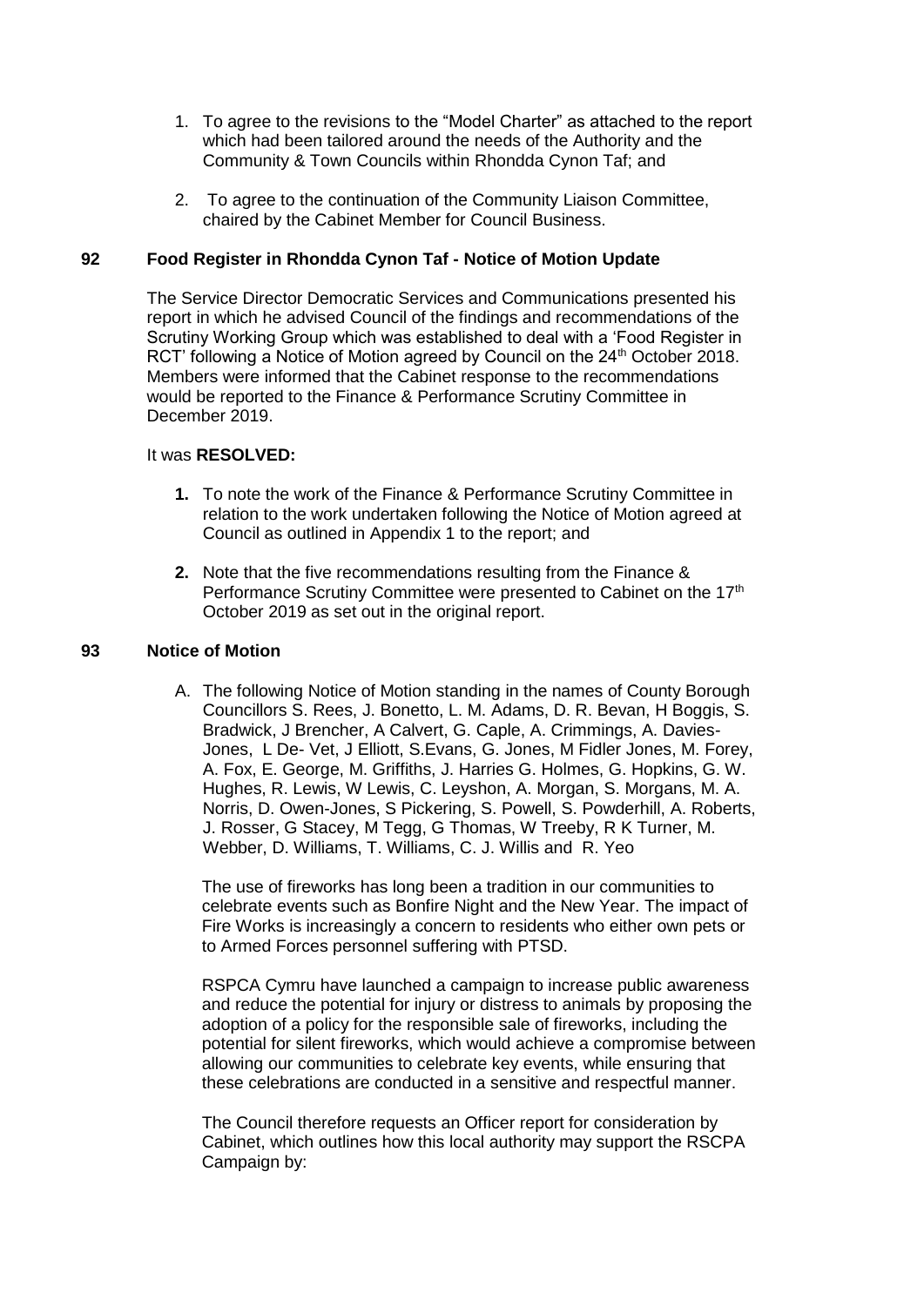1. To agree to the revisions to the "Model Charter" as attached to the report which had been tailored around the needs of the Authority and the Community & Town Councils within Rhondda Cynon Taf; and

2. To agree to the continuation of the Community Liaison Committee, chaired by the Cabinet Member for Council Business.

## 92 Food Register in Rhondda Cynon Taf - Notice of Motion Update

The Service Director Democratic Services and Communications presented his report in which he advised Council of the findings and recommendations of the Scrutiny Working Group which was established to deal with a 'Food Register in RCT' following a Notice of Motion agreed by Council on the 24th October 2018. Members were informed that the Cabinet response to the recommendations would be reported to the Finance & Performance Scrutiny Committee in December 2019.

It was **RESOLVED:**

1. To note the work of the Finance & Performance Scrutiny Committee in relation to the work undertaken following the Notice of Motion agreed at Council as outlined in Appendix 1 to the report; and

2. Note that the five recommendations resulting from the Finance & Performance Scrutiny Committee were presented to Cabinet on the 17th October 2019 as set out in the original report.

## 93 Notice of Motion

A. The following Notice of Motion standing in the names of County Borough Councillors S. Rees, J. Bonetto, L. M. Adams, D. R. Bevan, H Boggis, S. Bradwick, J Brencher, A Calvert, G. Caple, A. Crimmings, A. Davies-Jones, L De- Vet, J Elliott, S.Evans, G. Jones, M Fidler Jones, M. Forey, A. Fox, E. George, M. Griffiths, J. Harries G. Holmes, G. Hopkins, G. W. Hughes, R. Lewis, W Lewis, C. Leyshon, A. Morgan, S. Morgans, M. A. Norris, D. Owen-Jones, S Pickering, S. Powell, S. Powderhill, A. Roberts, J. Rosser, G Stacey, M Tegg, G Thomas, W Treeby, R K Turner, M. Webber, D. Williams, T. Williams, C. J. Willis and R. Yeo

The use of fireworks has long been a tradition in our communities to celebrate events such as Bonfire Night and the New Year. The impact of Fire Works is increasingly a concern to residents who either own pets or to Armed Forces personnel suffering with PTSD.

RSPCA Cymru have launched a campaign to increase public awareness and reduce the potential for injury or distress to animals by proposing the adoption of a policy for the responsible sale of fireworks, including the potential for silent fireworks, which would achieve a compromise between allowing our communities to celebrate key events, while ensuring that these celebrations are conducted in a sensitive and respectful manner.

The Council therefore requests an Officer report for consideration by Cabinet, which outlines how this local authority may support the RSCPA Campaign by: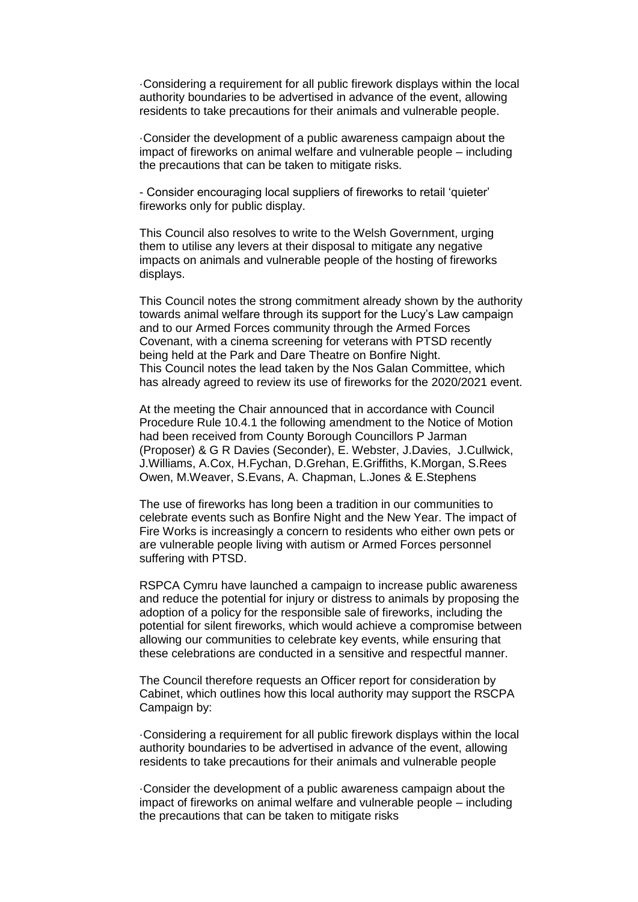·Considering a requirement for all public firework displays within the local authority boundaries to be advertised in advance of the event, allowing residents to take precautions for their animals and vulnerable people.

·Consider the development of a public awareness campaign about the impact of fireworks on animal welfare and vulnerable people – including the precautions that can be taken to mitigate risks.

- Consider encouraging local suppliers of fireworks to retail 'quieter' fireworks only for public display.

This Council also resolves to write to the Welsh Government, urging them to utilise any levers at their disposal to mitigate any negative impacts on animals and vulnerable people of the hosting of fireworks displays.

This Council notes the strong commitment already shown by the authority towards animal welfare through its support for the Lucy's Law campaign and to our Armed Forces community through the Armed Forces Covenant, with a cinema screening for veterans with PTSD recently being held at the Park and Dare Theatre on Bonfire Night.
This Council notes the lead taken by the Nos Galan Committee, which has already agreed to review its use of fireworks for the 2020/2021 event.

At the meeting the Chair announced that in accordance with Council Procedure Rule 10.4.1 the following amendment to the Notice of Motion had been received from County Borough Councillors P Jarman (Proposer) & G R Davies (Seconder), E. Webster, J.Davies, J.Cullwick, J.Williams, A.Cox, H.Fychan, D.Grehan, E.Griffiths, K.Morgan, S.Rees Owen, M.Weaver, S.Evans, A. Chapman, L.Jones & E.Stephens

The use of fireworks has long been a tradition in our communities to celebrate events such as Bonfire Night and the New Year. The impact of Fire Works is increasingly a concern to residents who either own pets or are vulnerable people living with autism or Armed Forces personnel suffering with PTSD.

RSPCA Cymru have launched a campaign to increase public awareness and reduce the potential for injury or distress to animals by proposing the adoption of a policy for the responsible sale of fireworks, including the potential for silent fireworks, which would achieve a compromise between allowing our communities to celebrate key events, while ensuring that these celebrations are conducted in a sensitive and respectful manner.

The Council therefore requests an Officer report for consideration by Cabinet, which outlines how this local authority may support the RSCPA Campaign by:

·Considering a requirement for all public firework displays within the local authority boundaries to be advertised in advance of the event, allowing residents to take precautions for their animals and vulnerable people

·Consider the development of a public awareness campaign about the impact of fireworks on animal welfare and vulnerable people – including the precautions that can be taken to mitigate risks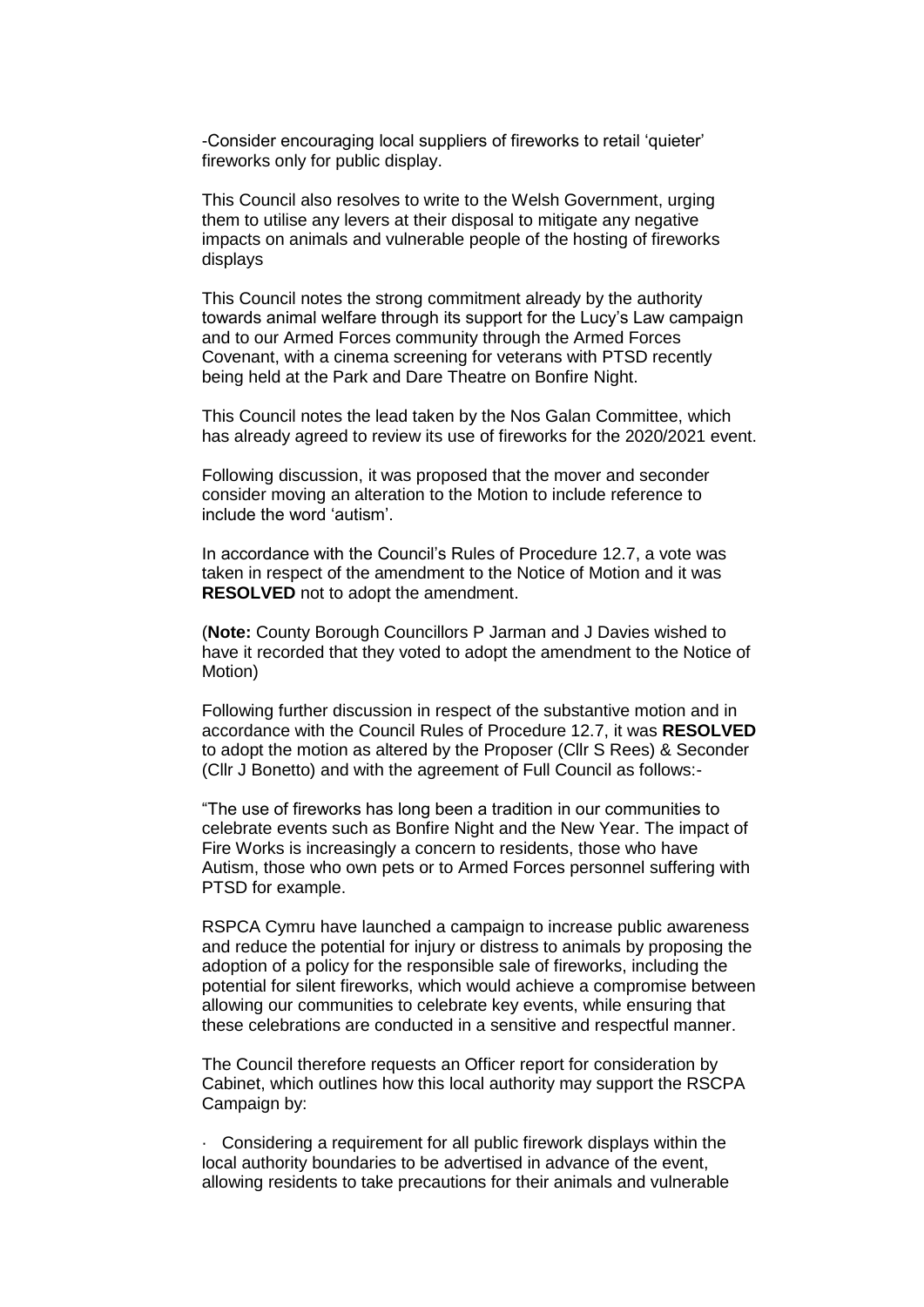-Consider encouraging local suppliers of fireworks to retail 'quieter' fireworks only for public display.

This Council also resolves to write to the Welsh Government, urging them to utilise any levers at their disposal to mitigate any negative impacts on animals and vulnerable people of the hosting of fireworks displays

This Council notes the strong commitment already by the authority towards animal welfare through its support for the Lucy's Law campaign and to our Armed Forces community through the Armed Forces Covenant, with a cinema screening for veterans with PTSD recently being held at the Park and Dare Theatre on Bonfire Night.

This Council notes the lead taken by the Nos Galan Committee, which has already agreed to review its use of fireworks for the 2020/2021 event.

Following discussion, it was proposed that the mover and seconder consider moving an alteration to the Motion to include reference to include the word 'autism'.

In accordance with the Council's Rules of Procedure 12.7, a vote was taken in respect of the amendment to the Notice of Motion and it was **RESOLVED** not to adopt the amendment.

(**Note:** County Borough Councillors P Jarman and J Davies wished to have it recorded that they voted to adopt the amendment to the Notice of Motion)

Following further discussion in respect of the substantive motion and in accordance with the Council Rules of Procedure 12.7, it was **RESOLVED** to adopt the motion as altered by the Proposer (Cllr S Rees) & Seconder (Cllr J Bonetto) and with the agreement of Full Council as follows:-

"The use of fireworks has long been a tradition in our communities to celebrate events such as Bonfire Night and the New Year. The impact of Fire Works is increasingly a concern to residents, those who have Autism, those who own pets or to Armed Forces personnel suffering with PTSD for example.

RSPCA Cymru have launched a campaign to increase public awareness and reduce the potential for injury or distress to animals by proposing the adoption of a policy for the responsible sale of fireworks, including the potential for silent fireworks, which would achieve a compromise between allowing our communities to celebrate key events, while ensuring that these celebrations are conducted in a sensitive and respectful manner.

The Council therefore requests an Officer report for consideration by Cabinet, which outlines how this local authority may support the RSCPA Campaign by:

· Considering a requirement for all public firework displays within the local authority boundaries to be advertised in advance of the event, allowing residents to take precautions for their animals and vulnerable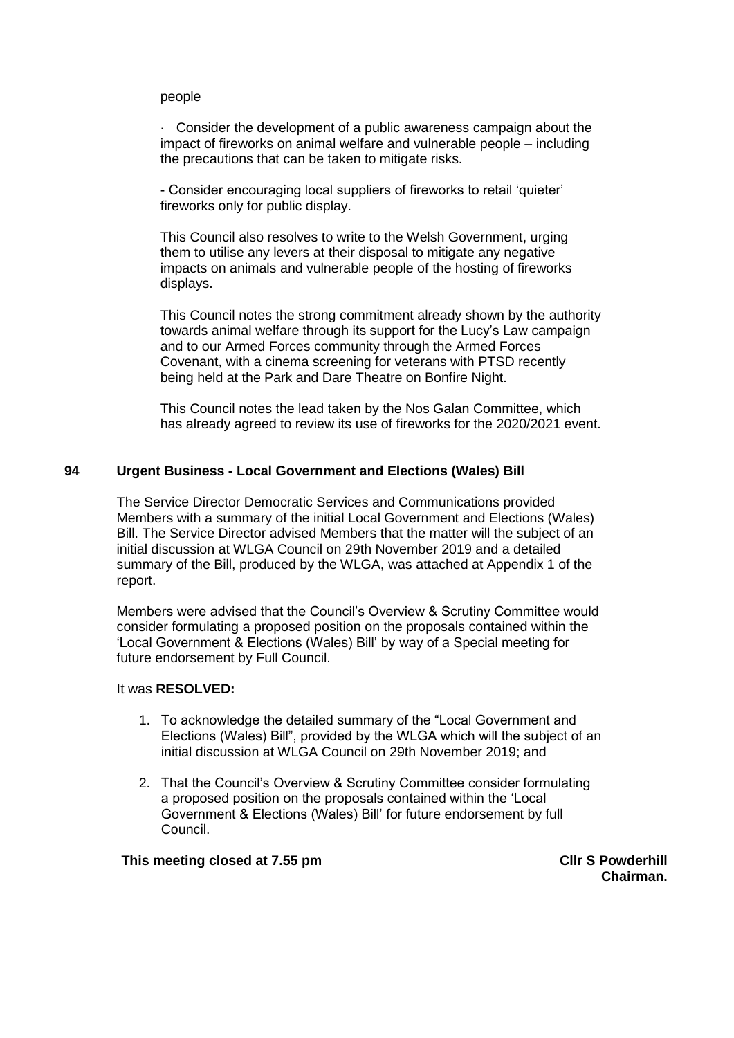people

· Consider the development of a public awareness campaign about the impact of fireworks on animal welfare and vulnerable people – including the precautions that can be taken to mitigate risks.

- Consider encouraging local suppliers of fireworks to retail 'quieter' fireworks only for public display.

This Council also resolves to write to the Welsh Government, urging them to utilise any levers at their disposal to mitigate any negative impacts on animals and vulnerable people of the hosting of fireworks displays.

This Council notes the strong commitment already shown by the authority towards animal welfare through its support for the Lucy's Law campaign and to our Armed Forces community through the Armed Forces Covenant, with a cinema screening for veterans with PTSD recently being held at the Park and Dare Theatre on Bonfire Night.

This Council notes the lead taken by the Nos Galan Committee, which has already agreed to review its use of fireworks for the 2020/2021 event.

## 94 Urgent Business - Local Government and Elections (Wales) Bill

The Service Director Democratic Services and Communications provided Members with a summary of the initial Local Government and Elections (Wales) Bill. The Service Director advised Members that the matter will the subject of an initial discussion at WLGA Council on 29th November 2019 and a detailed summary of the Bill, produced by the WLGA, was attached at Appendix 1 of the report.

Members were advised that the Council's Overview & Scrutiny Committee would consider formulating a proposed position on the proposals contained within the 'Local Government & Elections (Wales) Bill' by way of a Special meeting for future endorsement by Full Council.

It was **RESOLVED:**

1. To acknowledge the detailed summary of the "Local Government and Elections (Wales) Bill", provided by the WLGA which will the subject of an initial discussion at WLGA Council on 29th November 2019; and
2. That the Council's Overview & Scrutiny Committee consider formulating a proposed position on the proposals contained within the 'Local Government & Elections (Wales) Bill' for future endorsement by full Council.

**This meeting closed at 7.55 pm**

**Cllr S Powderhill**
**Chairman.**